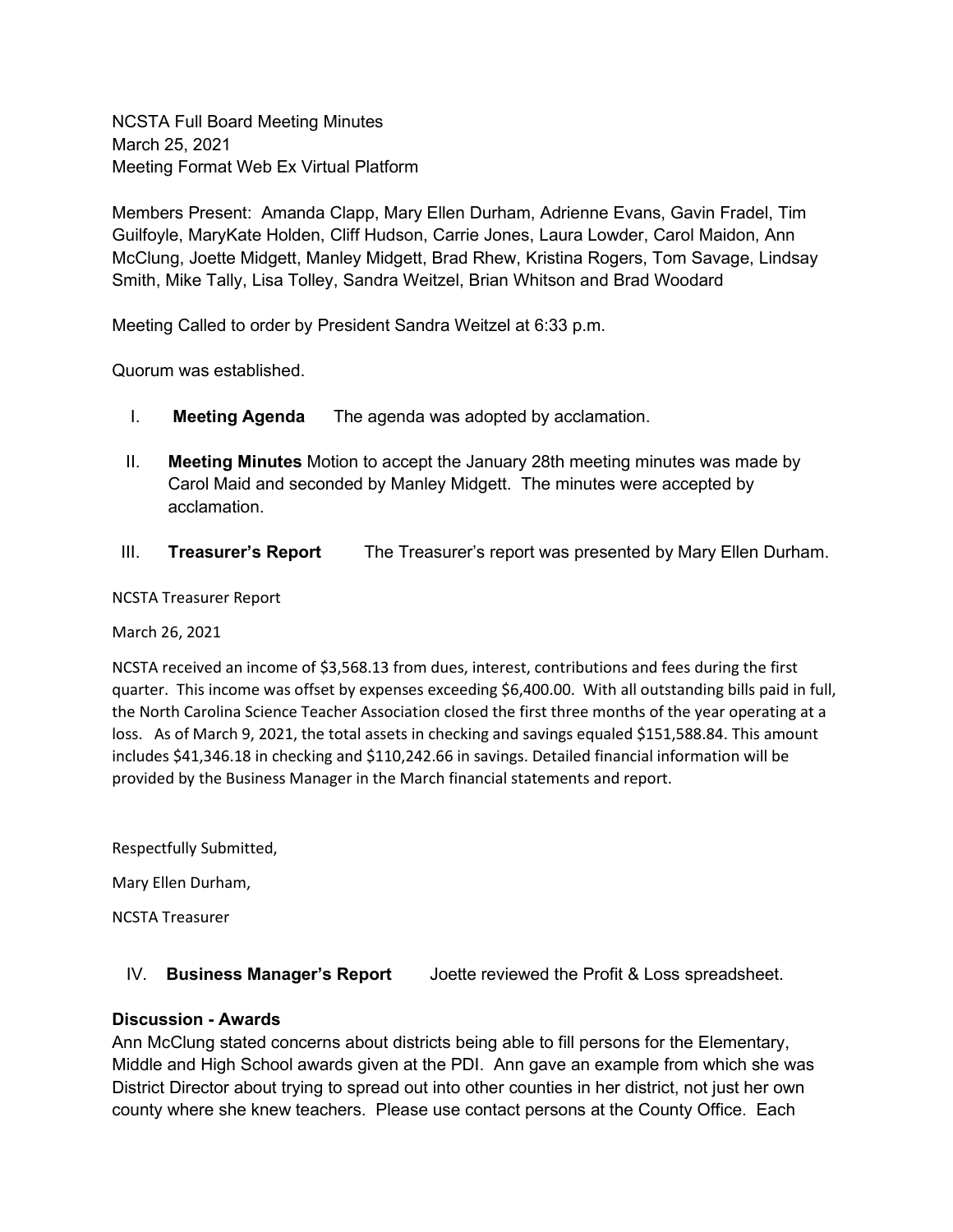NCSTA Full Board Meeting Minutes
March 25, 2021
Meeting Format Web Ex Virtual Platform

Members Present: Amanda Clapp, Mary Ellen Durham, Adrienne Evans, Gavin Fradel, Tim Guilfoyle, MaryKate Holden, Cliff Hudson, Carrie Jones, Laura Lowder, Carol Maidon, Ann McClung, Joette Midgett, Manley Midgett, Brad Rhew, Kristina Rogers, Tom Savage, Lindsay Smith, Mike Tally, Lisa Tolley, Sandra Weitzel, Brian Whitson and Brad Woodard

Meeting Called to order by President Sandra Weitzel at 6:33 p.m.

Quorum was established.

I. **Meeting Agenda** The agenda was adopted by acclamation.

II. **Meeting Minutes** Motion to accept the January 28th meeting minutes was made by Carol Maid and seconded by Manley Midgett. The minutes were accepted by acclamation.

III. **Treasurer's Report** The Treasurer's report was presented by Mary Ellen Durham.

NCSTA Treasurer Report

March 26, 2021

NCSTA received an income of $3,568.13 from dues, interest, contributions and fees during the first quarter. This income was offset by expenses exceeding $6,400.00. With all outstanding bills paid in full, the North Carolina Science Teacher Association closed the first three months of the year operating at a loss. As of March 9, 2021, the total assets in checking and savings equaled $151,588.84. This amount includes $41,346.18 in checking and $110,242.66 in savings. Detailed financial information will be provided by the Business Manager in the March financial statements and report.

Respectfully Submitted,

Mary Ellen Durham,

NCSTA Treasurer

IV. **Business Manager's Report** Joette reviewed the Profit & Loss spreadsheet.

**Discussion - Awards**

Ann McClung stated concerns about districts being able to fill persons for the Elementary, Middle and High School awards given at the PDI. Ann gave an example from which she was District Director about trying to spread out into other counties in her district, not just her own county where she knew teachers. Please use contact persons at the County Office. Each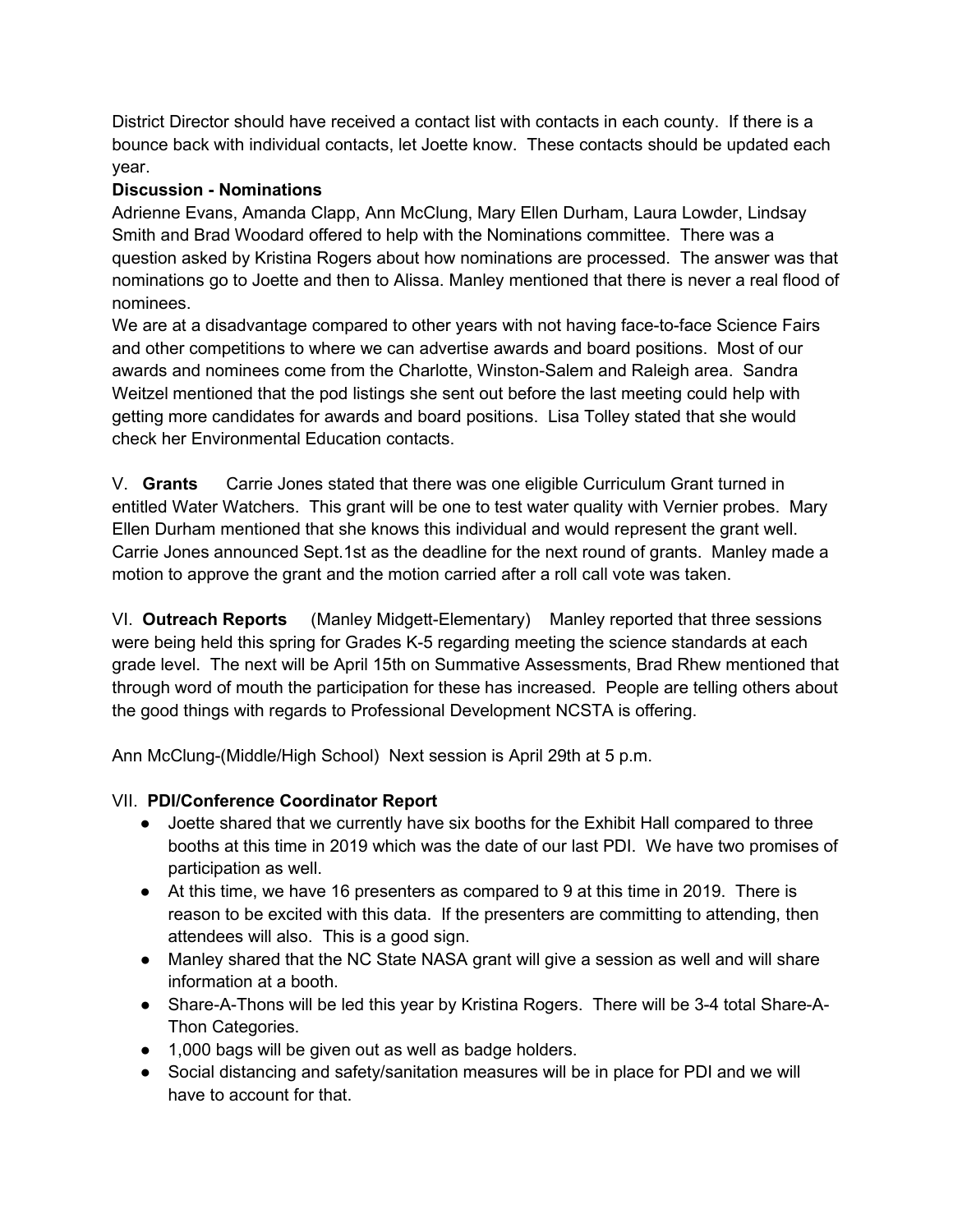District Director should have received a contact list with contacts in each county. If there is a bounce back with individual contacts, let Joette know. These contacts should be updated each year.

**Discussion - Nominations**

Adrienne Evans, Amanda Clapp, Ann McClung, Mary Ellen Durham, Laura Lowder, Lindsay Smith and Brad Woodard offered to help with the Nominations committee. There was a question asked by Kristina Rogers about how nominations are processed. The answer was that nominations go to Joette and then to Alissa. Manley mentioned that there is never a real flood of nominees.

We are at a disadvantage compared to other years with not having face-to-face Science Fairs and other competitions to where we can advertise awards and board positions. Most of our awards and nominees come from the Charlotte, Winston-Salem and Raleigh area. Sandra Weitzel mentioned that the pod listings she sent out before the last meeting could help with getting more candidates for awards and board positions. Lisa Tolley stated that she would check her Environmental Education contacts.

V. **Grants** Carrie Jones stated that there was one eligible Curriculum Grant turned in entitled Water Watchers. This grant will be one to test water quality with Vernier probes. Mary Ellen Durham mentioned that she knows this individual and would represent the grant well. Carrie Jones announced Sept.1st as the deadline for the next round of grants. Manley made a motion to approve the grant and the motion carried after a roll call vote was taken.

VI. **Outreach Reports** (Manley Midgett-Elementary) Manley reported that three sessions were being held this spring for Grades K-5 regarding meeting the science standards at each grade level. The next will be April 15th on Summative Assessments, Brad Rhew mentioned that through word of mouth the participation for these has increased. People are telling others about the good things with regards to Professional Development NCSTA is offering.

Ann McClung-(Middle/High School) Next session is April 29th at 5 p.m.

VII. **PDI/Conference Coordinator Report**

- Joette shared that we currently have six booths for the Exhibit Hall compared to three booths at this time in 2019 which was the date of our last PDI. We have two promises of participation as well.
- At this time, we have 16 presenters as compared to 9 at this time in 2019. There is reason to be excited with this data. If the presenters are committing to attending, then attendees will also. This is a good sign.
- Manley shared that the NC State NASA grant will give a session as well and will share information at a booth.
- Share-A-Thons will be led this year by Kristina Rogers. There will be 3-4 total Share-A-Thon Categories.
- 1,000 bags will be given out as well as badge holders.
- Social distancing and safety/sanitation measures will be in place for PDI and we will have to account for that.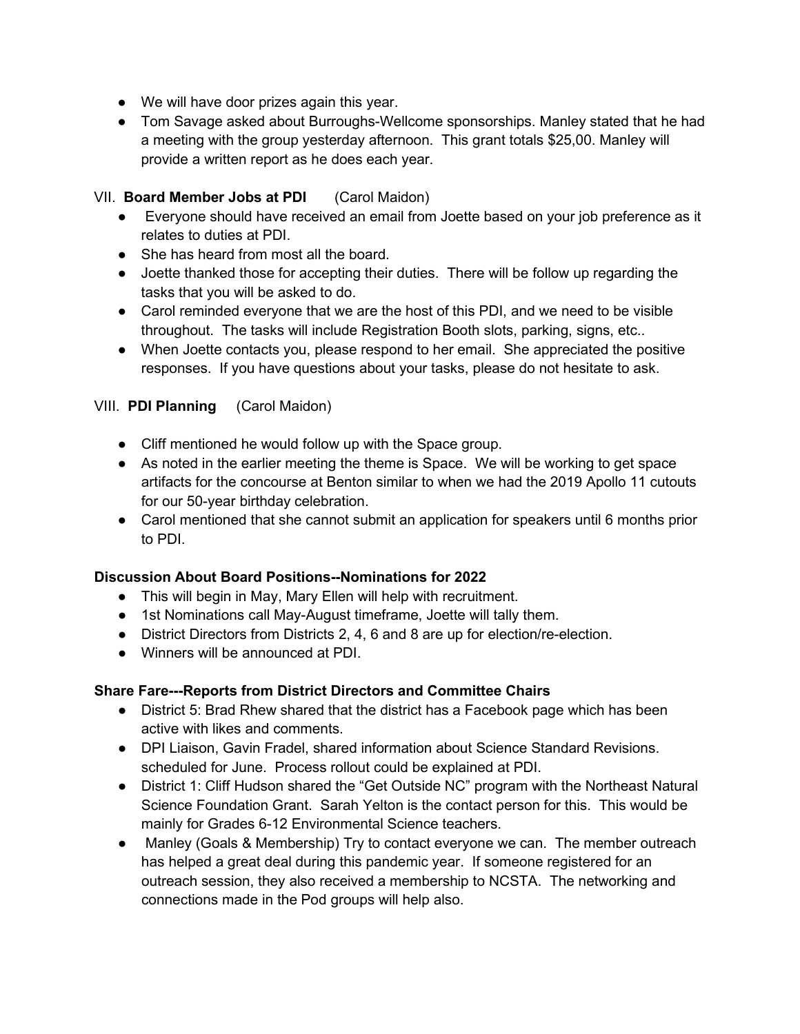- We will have door prizes again this year.
- Tom Savage asked about Burroughs-Wellcome sponsorships. Manley stated that he had a meeting with the group yesterday afternoon. This grant totals $25,00. Manley will provide a written report as he does each year.

VII. **Board Member Jobs at PDI** (Carol Maidon)

- Everyone should have received an email from Joette based on your job preference as it relates to duties at PDI.
- She has heard from most all the board.
- Joette thanked those for accepting their duties. There will be follow up regarding the tasks that you will be asked to do.
- Carol reminded everyone that we are the host of this PDI, and we need to be visible throughout. The tasks will include Registration Booth slots, parking, signs, etc..
- When Joette contacts you, please respond to her email. She appreciated the positive responses. If you have questions about your tasks, please do not hesitate to ask.

VIII. **PDI Planning** (Carol Maidon)

- Cliff mentioned he would follow up with the Space group.
- As noted in the earlier meeting the theme is Space. We will be working to get space artifacts for the concourse at Benton similar to when we had the 2019 Apollo 11 cutouts for our 50-year birthday celebration.
- Carol mentioned that she cannot submit an application for speakers until 6 months prior to PDI.

**Discussion About Board Positions--Nominations for 2022**

- This will begin in May, Mary Ellen will help with recruitment.
- 1st Nominations call May-August timeframe, Joette will tally them.
- District Directors from Districts 2, 4, 6 and 8 are up for election/re-election.
- Winners will be announced at PDI.

**Share Fare---Reports from District Directors and Committee Chairs**

- District 5: Brad Rhew shared that the district has a Facebook page which has been active with likes and comments.
- DPI Liaison, Gavin Fradel, shared information about Science Standard Revisions. scheduled for June. Process rollout could be explained at PDI.
- District 1: Cliff Hudson shared the "Get Outside NC" program with the Northeast Natural Science Foundation Grant. Sarah Yelton is the contact person for this. This would be mainly for Grades 6-12 Environmental Science teachers.
- Manley (Goals & Membership) Try to contact everyone we can. The member outreach has helped a great deal during this pandemic year. If someone registered for an outreach session, they also received a membership to NCSTA. The networking and connections made in the Pod groups will help also.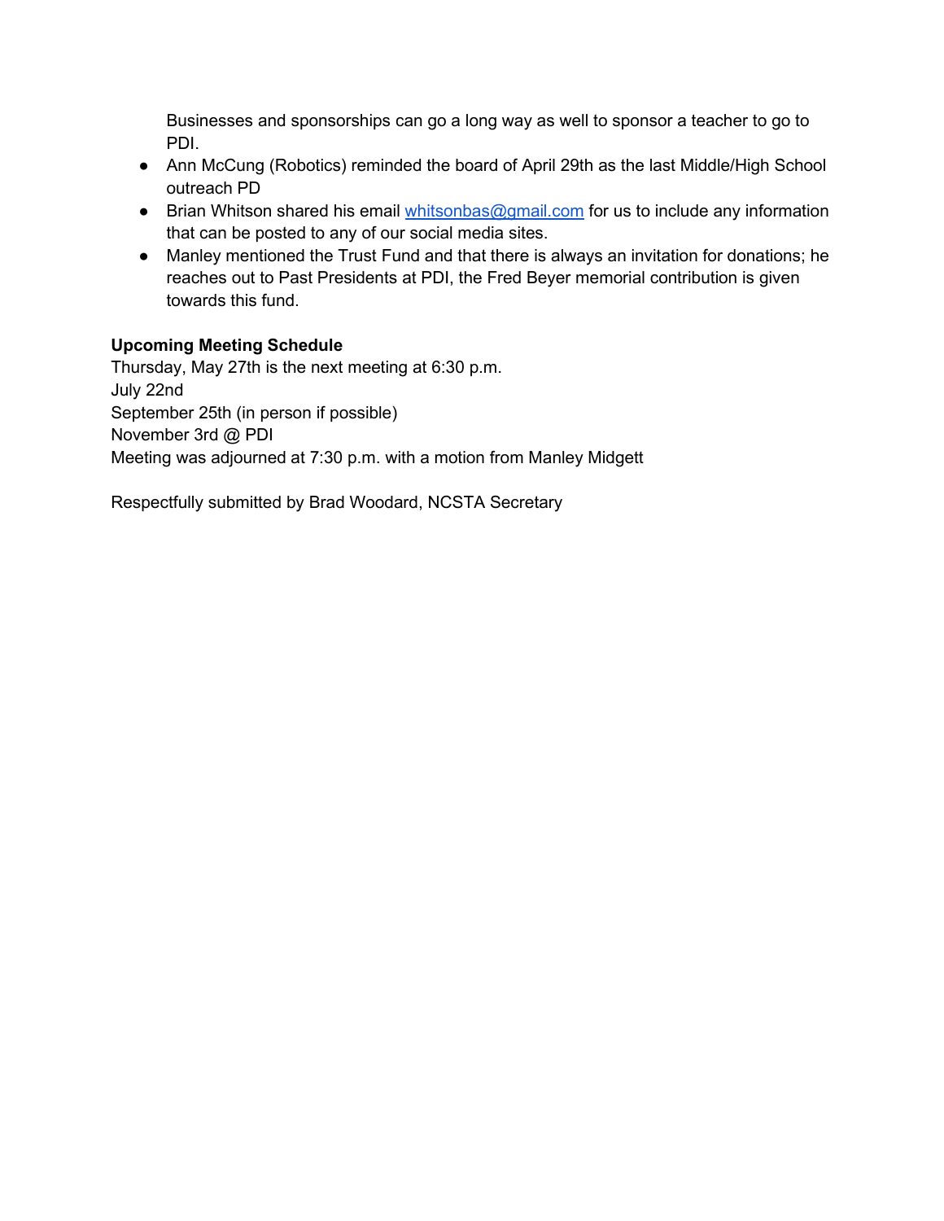Businesses and sponsorships can go a long way as well to sponsor a teacher to go to PDI.

- Ann McCung (Robotics) reminded the board of April 29th as the last Middle/High School outreach PD
- Brian Whitson shared his email whitsonbas@gmail.com for us to include any information that can be posted to any of our social media sites.
- Manley mentioned the Trust Fund and that there is always an invitation for donations; he reaches out to Past Presidents at PDI, the Fred Beyer memorial contribution is given towards this fund.

**Upcoming Meeting Schedule**

Thursday, May 27th is the next meeting at 6:30 p.m.
July 22nd
September 25th (in person if possible)
November 3rd @ PDI
Meeting was adjourned at 7:30 p.m. with a motion from Manley Midgett

Respectfully submitted by Brad Woodard, NCSTA Secretary